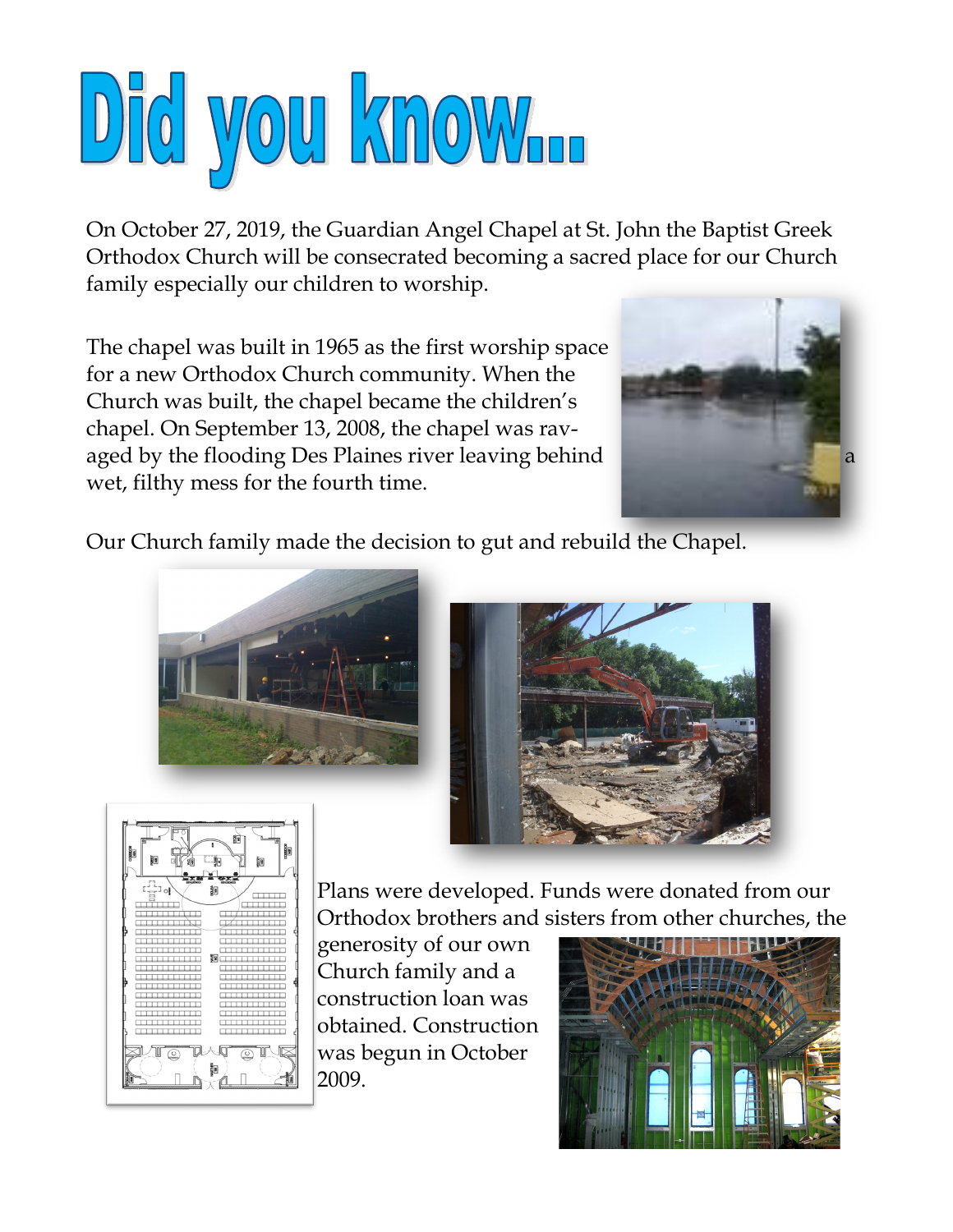# Did you know...

On October 27, 2019, the Guardian Angel Chapel at St. John the Baptist Greek Orthodox Church will be consecrated becoming a sacred place for our Church family especially our children to worship.

The chapel was built in 1965 as the first worship space for a new Orthodox Church community. When the Church was built, the chapel became the children's chapel. On September 13, 2008, the chapel was ravaged by the flooding Des Plaines river leaving behind a wet, filthy mess for the fourth time.

Our Church family made the decision to gut and rebuild the Chapel.

Plans were developed. Funds were donated from our Orthodox brothers and sisters from other churches, the generosity of our own Church family and a construction loan was obtained. Construction was begun in October 2009.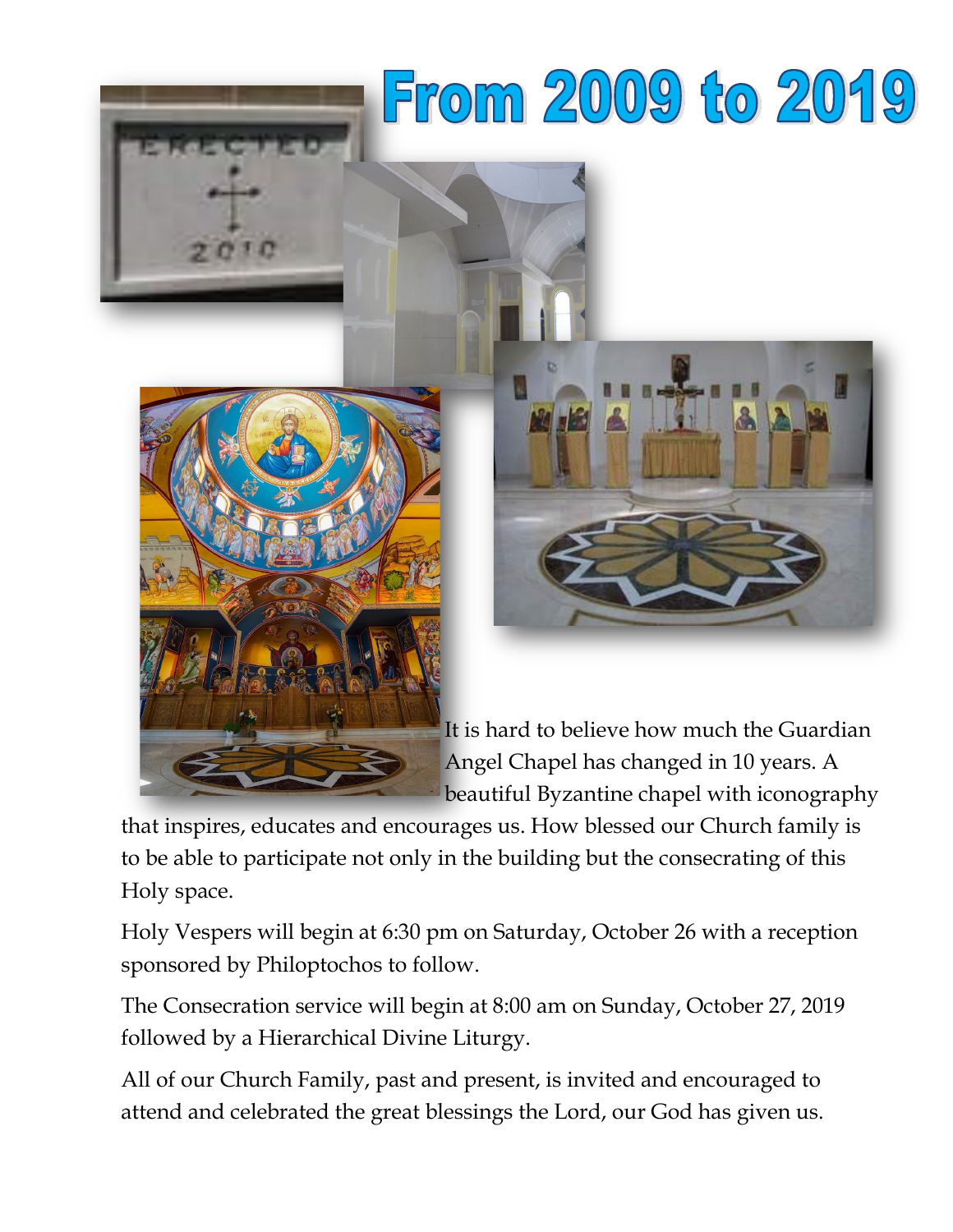# From 2009 to 2019

It is hard to believe how much the Guardian Angel Chapel has changed in 10 years. A beautiful Byzantine chapel with iconography that inspires, educates and encourages us. How blessed our Church family is to be able to participate not only in the building but the consecrating of this Holy space.

Holy Vespers will begin at 6:30 pm on Saturday, October 26 with a reception sponsored by Philoptochos to follow.

The Consecration service will begin at 8:00 am on Sunday, October 27, 2019 followed by a Hierarchical Divine Liturgy.

All of our Church Family, past and present, is invited and encouraged to attend and celebrated the great blessings the Lord, our God has given us.